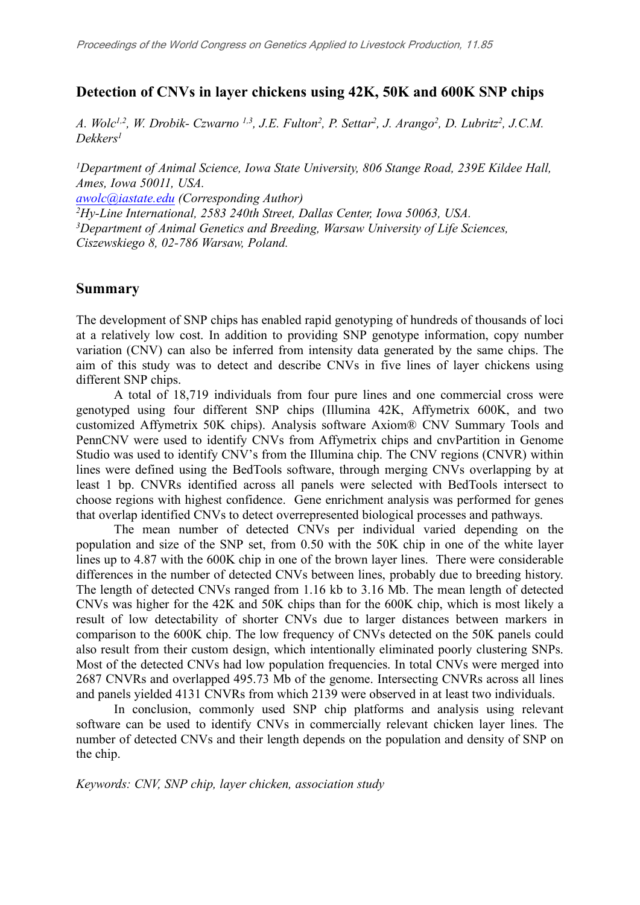# Detection of CNVs in layer chickens using 42K, 50K and 600K SNP chips

*A. Wolc[1,2], W. Drobik- Czwarno [1,3], J.E. Fulton[2], P. Settar[2], J. Arango[2], D. Lubritz[2], J.C.M. Dekkers[1]*

*[1]Department of Animal Science, Iowa State University, 806 Stange Road, 239E Kildee Hall, Ames, Iowa 50011, USA.*
*awolc@iastate.edu (Corresponding Author)*
*[2]Hy-Line International, 2583 240th Street, Dallas Center, Iowa 50063, USA.*
*[3]Department of Animal Genetics and Breeding, Warsaw University of Life Sciences, Ciszewskiego 8, 02-786 Warsaw, Poland.*

## Summary

The development of SNP chips has enabled rapid genotyping of hundreds of thousands of loci at a relatively low cost. In addition to providing SNP genotype information, copy number variation (CNV) can also be inferred from intensity data generated by the same chips. The aim of this study was to detect and describe CNVs in five lines of layer chickens using different SNP chips.

A total of 18,719 individuals from four pure lines and one commercial cross were genotyped using four different SNP chips (Illumina 42K, Affymetrix 600K, and two customized Affymetrix 50K chips). Analysis software Axiom® CNV Summary Tools and PennCNV were used to identify CNVs from Affymetrix chips and cnvPartition in Genome Studio was used to identify CNV's from the Illumina chip. The CNV regions (CNVR) within lines were defined using the BedTools software, through merging CNVs overlapping by at least 1 bp. CNVRs identified across all panels were selected with BedTools intersect to choose regions with highest confidence. Gene enrichment analysis was performed for genes that overlap identified CNVs to detect overrepresented biological processes and pathways.

The mean number of detected CNVs per individual varied depending on the population and size of the SNP set, from 0.50 with the 50K chip in one of the white layer lines up to 4.87 with the 600K chip in one of the brown layer lines. There were considerable differences in the number of detected CNVs between lines, probably due to breeding history. The length of detected CNVs ranged from 1.16 kb to 3.16 Mb. The mean length of detected CNVs was higher for the 42K and 50K chips than for the 600K chip, which is most likely a result of low detectability of shorter CNVs due to larger distances between markers in comparison to the 600K chip. The low frequency of CNVs detected on the 50K panels could also result from their custom design, which intentionally eliminated poorly clustering SNPs. Most of the detected CNVs had low population frequencies. In total CNVs were merged into 2687 CNVRs and overlapped 495.73 Mb of the genome. Intersecting CNVRs across all lines and panels yielded 4131 CNVRs from which 2139 were observed in at least two individuals.

In conclusion, commonly used SNP chip platforms and analysis using relevant software can be used to identify CNVs in commercially relevant chicken layer lines. The number of detected CNVs and their length depends on the population and density of SNP on the chip.

*Keywords: CNV, SNP chip, layer chicken, association study*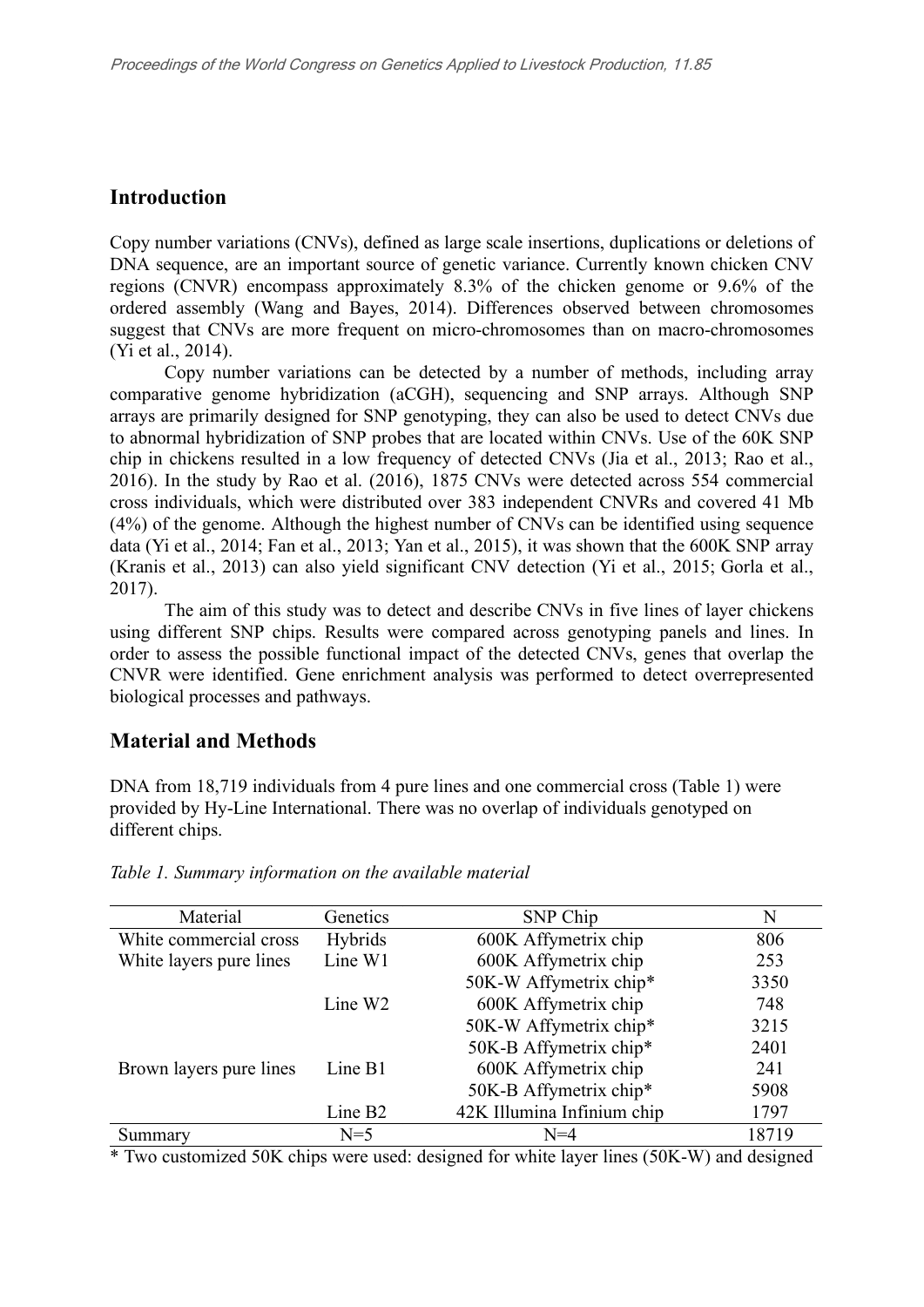## Introduction

Copy number variations (CNVs), defined as large scale insertions, duplications or deletions of DNA sequence, are an important source of genetic variance. Currently known chicken CNV regions (CNVR) encompass approximately 8.3% of the chicken genome or 9.6% of the ordered assembly (Wang and Bayes, 2014). Differences observed between chromosomes suggest that CNVs are more frequent on micro-chromosomes than on macro-chromosomes (Yi et al., 2014).

Copy number variations can be detected by a number of methods, including array comparative genome hybridization (aCGH), sequencing and SNP arrays. Although SNP arrays are primarily designed for SNP genotyping, they can also be used to detect CNVs due to abnormal hybridization of SNP probes that are located within CNVs. Use of the 60K SNP chip in chickens resulted in a low frequency of detected CNVs (Jia et al., 2013; Rao et al., 2016). In the study by Rao et al. (2016), 1875 CNVs were detected across 554 commercial cross individuals, which were distributed over 383 independent CNVRs and covered 41 Mb (4%) of the genome. Although the highest number of CNVs can be identified using sequence data (Yi et al., 2014; Fan et al., 2013; Yan et al., 2015), it was shown that the 600K SNP array (Kranis et al., 2013) can also yield significant CNV detection (Yi et al., 2015; Gorla et al., 2017).

The aim of this study was to detect and describe CNVs in five lines of layer chickens using different SNP chips. Results were compared across genotyping panels and lines. In order to assess the possible functional impact of the detected CNVs, genes that overlap the CNVR were identified. Gene enrichment analysis was performed to detect overrepresented biological processes and pathways.

## Material and Methods

DNA from 18,719 individuals from 4 pure lines and one commercial cross (Table 1) were provided by Hy-Line International. There was no overlap of individuals genotyped on different chips.

*Table 1. Summary information on the available material*

| Material | Genetics | SNP Chip | N |
|---|---|---|---|
| White commercial cross | Hybrids | 600K Affymetrix chip | 806 |
| White layers pure lines | Line W1 | 600K Affymetrix chip | 253 |
| | | 50K-W Affymetrix chip* | 3350 |
| | Line W2 | 600K Affymetrix chip | 748 |
| | | 50K-W Affymetrix chip* | 3215 |
| | | 50K-B Affymetrix chip* | 2401 |
| Brown layers pure lines | Line B1 | 600K Affymetrix chip | 241 |
| | | 50K-B Affymetrix chip* | 5908 |
| | Line B2 | 42K Illumina Infinium chip | 1797 |
| Summary | N=5 | N=4 | 18719 |

* Two customized 50K chips were used: designed for white layer lines (50K-W) and designed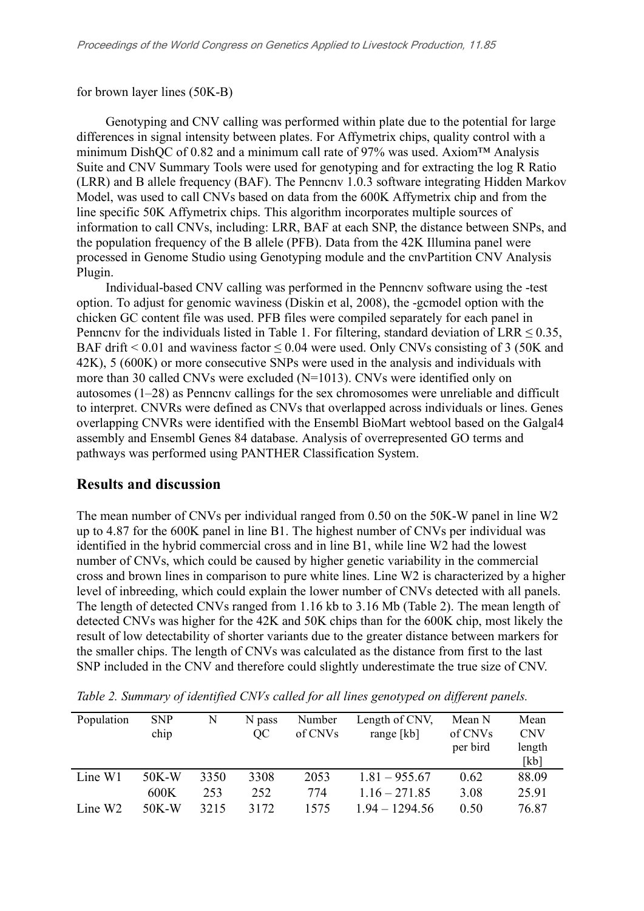for brown layer lines (50K-B)

Genotyping and CNV calling was performed within plate due to the potential for large differences in signal intensity between plates. For Affymetrix chips, quality control with a minimum DishQC of 0.82 and a minimum call rate of 97% was used. Axiom™ Analysis Suite and CNV Summary Tools were used for genotyping and for extracting the log R Ratio (LRR) and B allele frequency (BAF). The Penncnv 1.0.3 software integrating Hidden Markov Model, was used to call CNVs based on data from the 600K Affymetrix chip and from the line specific 50K Affymetrix chips. This algorithm incorporates multiple sources of information to call CNVs, including: LRR, BAF at each SNP, the distance between SNPs, and the population frequency of the B allele (PFB). Data from the 42K Illumina panel were processed in Genome Studio using Genotyping module and the cnvPartition CNV Analysis Plugin.

Individual-based CNV calling was performed in the Penncnv software using the -test option. To adjust for genomic waviness (Diskin et al, 2008), the -gcmodel option with the chicken GC content file was used. PFB files were compiled separately for each panel in Penncnv for the individuals listed in Table 1. For filtering, standard deviation of LRR ≤ 0.35, BAF drift < 0.01 and waviness factor ≤ 0.04 were used. Only CNVs consisting of 3 (50K and 42K), 5 (600K) or more consecutive SNPs were used in the analysis and individuals with more than 30 called CNVs were excluded (N=1013). CNVs were identified only on autosomes (1–28) as Penncnv callings for the sex chromosomes were unreliable and difficult to interpret. CNVRs were defined as CNVs that overlapped across individuals or lines. Genes overlapping CNVRs were identified with the Ensembl BioMart webtool based on the Galgal4 assembly and Ensembl Genes 84 database. Analysis of overrepresented GO terms and pathways was performed using PANTHER Classification System.

## Results and discussion

The mean number of CNVs per individual ranged from 0.50 on the 50K-W panel in line W2 up to 4.87 for the 600K panel in line B1. The highest number of CNVs per individual was identified in the hybrid commercial cross and in line B1, while line W2 had the lowest number of CNVs, which could be caused by higher genetic variability in the commercial cross and brown lines in comparison to pure white lines. Line W2 is characterized by a higher level of inbreeding, which could explain the lower number of CNVs detected with all panels. The length of detected CNVs ranged from 1.16 kb to 3.16 Mb (Table 2). The mean length of detected CNVs was higher for the 42K and 50K chips than for the 600K chip, most likely the result of low detectability of shorter variants due to the greater distance between markers for the smaller chips. The length of CNVs was calculated as the distance from first to the last SNP included in the CNV and therefore could slightly underestimate the true size of CNV.

*Table 2. Summary of identified CNVs called for all lines genotyped on different panels.*

| Population | SNP chip | N | N pass QC | Number of CNVs | Length of CNV, range [kb] | Mean N of CNVs per bird | Mean CNV length [kb] |
|---|---|---|---|---|---|---|---|
| Line W1 | 50K-W | 3350 | 3308 | 2053 | 1.81 – 955.67 | 0.62 | 88.09 |
| | 600K | 253 | 252 | 774 | 1.16 – 271.85 | 3.08 | 25.91 |
| Line W2 | 50K-W | 3215 | 3172 | 1575 | 1.94 – 1294.56 | 0.50 | 76.87 |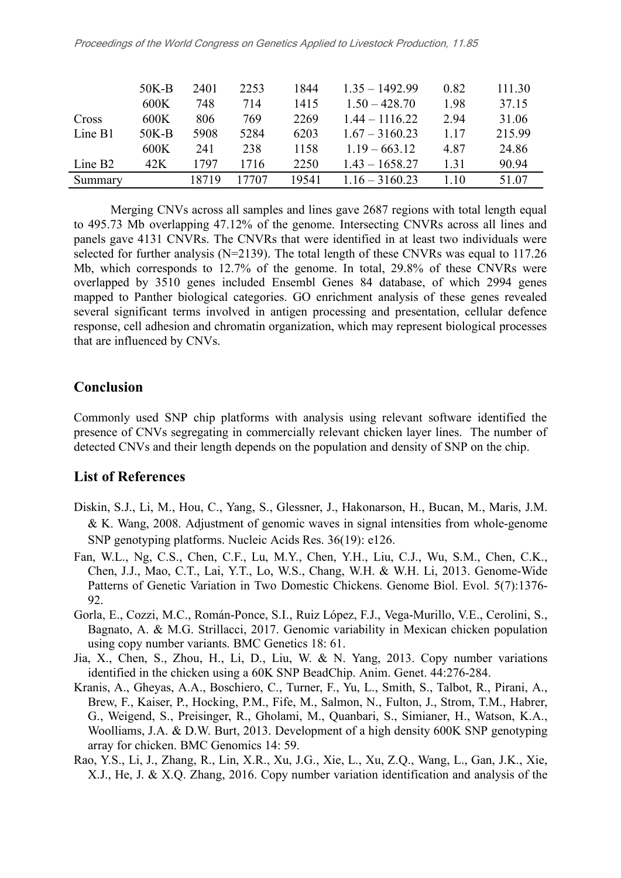|  |  |  |  |  |  |  |  |
|---|---|---|---|---|---|---|---|
|  | 50K-B | 2401 | 2253 | 1844 | 1.35 – 1492.99 | 0.82 | 111.30 |
|  | 600K | 748 | 714 | 1415 | 1.50 – 428.70 | 1.98 | 37.15 |
| Cross | 600K | 806 | 769 | 2269 | 1.44 – 1116.22 | 2.94 | 31.06 |
| Line B1 | 50K-B | 5908 | 5284 | 6203 | 1.67 – 3160.23 | 1.17 | 215.99 |
|  | 600K | 241 | 238 | 1158 | 1.19 – 663.12 | 4.87 | 24.86 |
| Line B2 | 42K | 1797 | 1716 | 2250 | 1.43 – 1658.27 | 1.31 | 90.94 |
| Summary |  | 18719 | 17707 | 19541 | 1.16 – 3160.23 | 1.10 | 51.07 |

Merging CNVs across all samples and lines gave 2687 regions with total length equal to 495.73 Mb overlapping 47.12% of the genome. Intersecting CNVRs across all lines and panels gave 4131 CNVRs. The CNVRs that were identified in at least two individuals were selected for further analysis (N=2139). The total length of these CNVRs was equal to 117.26 Mb, which corresponds to 12.7% of the genome. In total, 29.8% of these CNVRs were overlapped by 3510 genes included Ensembl Genes 84 database, of which 2994 genes mapped to Panther biological categories. GO enrichment analysis of these genes revealed several significant terms involved in antigen processing and presentation, cellular defence response, cell adhesion and chromatin organization, which may represent biological processes that are influenced by CNVs.

## Conclusion

Commonly used SNP chip platforms with analysis using relevant software identified the presence of CNVs segregating in commercially relevant chicken layer lines. The number of detected CNVs and their length depends on the population and density of SNP on the chip.

## List of References

Diskin, S.J., Li, M., Hou, C., Yang, S., Glessner, J., Hakonarson, H., Bucan, M., Maris, J.M. & K. Wang, 2008. Adjustment of genomic waves in signal intensities from whole-genome SNP genotyping platforms. Nucleic Acids Res. 36(19): e126.

Fan, W.L., Ng, C.S., Chen, C.F., Lu, M.Y., Chen, Y.H., Liu, C.J., Wu, S.M., Chen, C.K., Chen, J.J., Mao, C.T., Lai, Y.T., Lo, W.S., Chang, W.H. & W.H. Li, 2013. Genome-Wide Patterns of Genetic Variation in Two Domestic Chickens. Genome Biol. Evol. 5(7):1376-92.

Gorla, E., Cozzi, M.C., Román-Ponce, S.I., Ruiz López, F.J., Vega-Murillo, V.E., Cerolini, S., Bagnato, A. & M.G. Strillacci, 2017. Genomic variability in Mexican chicken population using copy number variants. BMC Genetics 18: 61.

Jia, X., Chen, S., Zhou, H., Li, D., Liu, W. & N. Yang, 2013. Copy number variations identified in the chicken using a 60K SNP BeadChip. Anim. Genet. 44:276-284.

Kranis, A., Gheyas, A.A., Boschiero, C., Turner, F., Yu, L., Smith, S., Talbot, R., Pirani, A., Brew, F., Kaiser, P., Hocking, P.M., Fife, M., Salmon, N., Fulton, J., Strom, T.M., Habrer, G., Weigend, S., Preisinger, R., Gholami, M., Quanbari, S., Simianer, H., Watson, K.A., Woolliams, J.A. & D.W. Burt, 2013. Development of a high density 600K SNP genotyping array for chicken. BMC Genomics 14: 59.

Rao, Y.S., Li, J., Zhang, R., Lin, X.R., Xu, J.G., Xie, L., Xu, Z.Q., Wang, L., Gan, J.K., Xie, X.J., He, J. & X.Q. Zhang, 2016. Copy number variation identification and analysis of the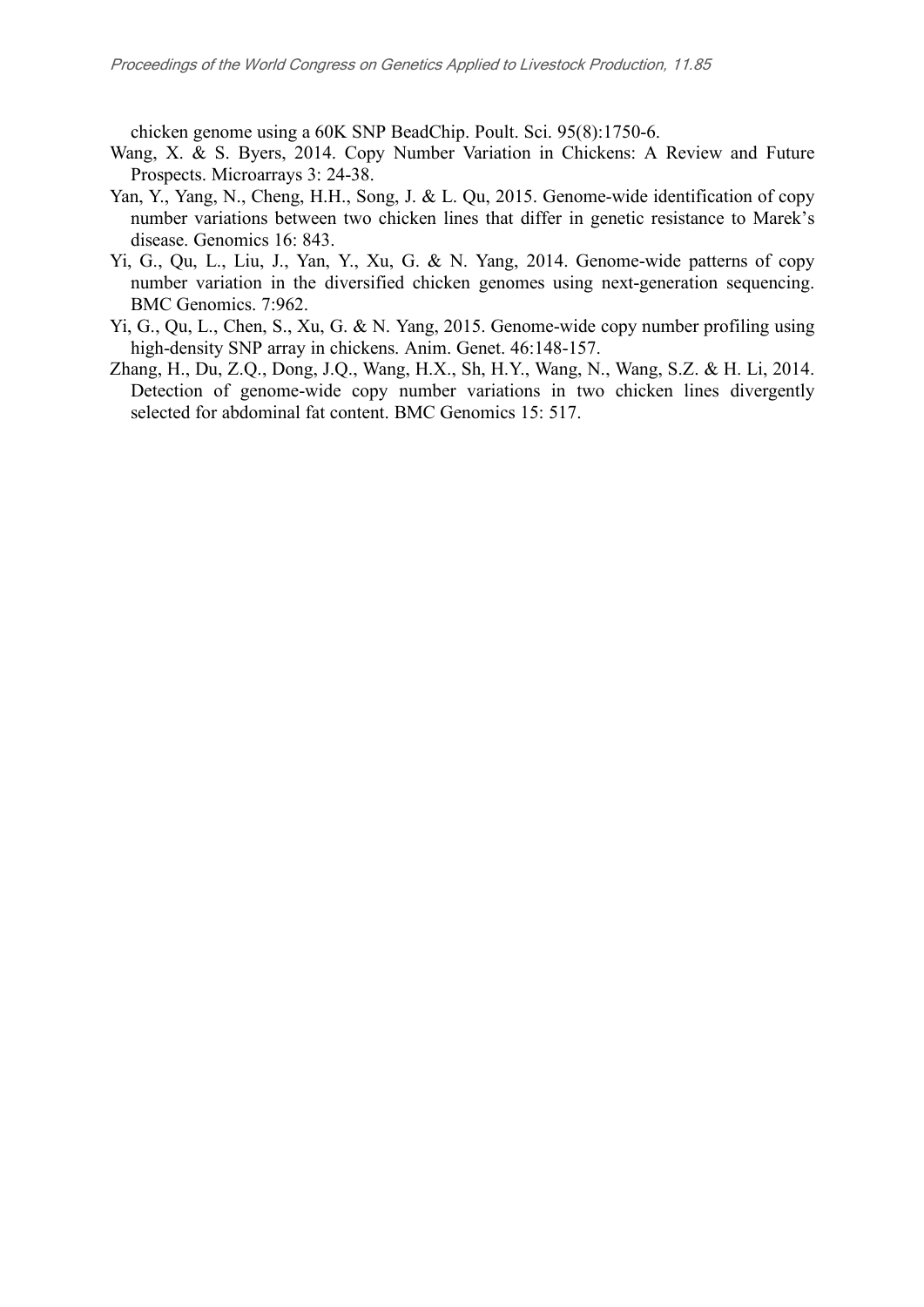chicken genome using a 60K SNP BeadChip. Poult. Sci. 95(8):1750-6.

Wang, X. & S. Byers, 2014. Copy Number Variation in Chickens: A Review and Future Prospects. Microarrays 3: 24-38.

Yan, Y., Yang, N., Cheng, H.H., Song, J. & L. Qu, 2015. Genome-wide identification of copy number variations between two chicken lines that differ in genetic resistance to Marek's disease. Genomics 16: 843.

Yi, G., Qu, L., Liu, J., Yan, Y., Xu, G. & N. Yang, 2014. Genome-wide patterns of copy number variation in the diversified chicken genomes using next-generation sequencing. BMC Genomics. 7:962.

Yi, G., Qu, L., Chen, S., Xu, G. & N. Yang, 2015. Genome-wide copy number profiling using high-density SNP array in chickens. Anim. Genet. 46:148-157.

Zhang, H., Du, Z.Q., Dong, J.Q., Wang, H.X., Sh, H.Y., Wang, N., Wang, S.Z. & H. Li, 2014. Detection of genome-wide copy number variations in two chicken lines divergently selected for abdominal fat content. BMC Genomics 15: 517.